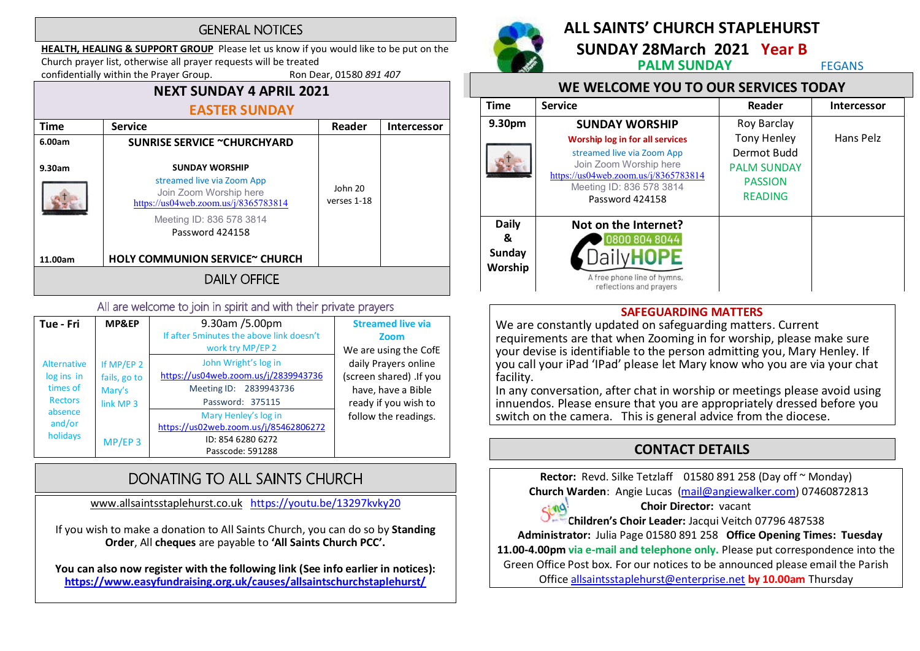# ALL SAINTS' CHURCH STAPLEHURST

## SUNDAY 28March 2021 Year B

**PALM SUNDAY** FEGANS

## WE WELCOME YOU TO OUR SERVICES TODAY

| Time | Service | Reader | Intercessor |
|---|---|---|---|
| 9.30pm | **SUNDAY WORSHIP**<br>Worship log in for all services<br>streamed live via Zoom App<br>Join Zoom Worship here<br>https://us04web.zoom.us/j/8365783814<br>Meeting ID: 836 578 3814<br>Password 424158 | Roy Barclay<br>Tony Henley<br>Dermot Budd<br>PALM SUNDAY PASSION READING | Hans Pelz |
| Daily & Sunday Worship | **Not on the Internet?**<br>0800 804 8044<br>DailyHOPE<br>A free phone line of hymns, reflections and prayers | | |

## SAFEGUARDING MATTERS

We are constantly updated on safeguarding matters. Current requirements are that when Zooming in for worship, please make sure your devise is identifiable to the person admitting you, Mary Henley. If you call your iPad 'IPad' please let Mary know who you are via your chat facility.

In any conversation, after chat in worship or meetings please avoid using innuendos. Please ensure that you are appropriately dressed before you switch on the camera. This is general advice from the diocese.

## CONTACT DETAILS

**Rector:** Revd. Silke Tetzlaff 01580 891 258 (Day off ~ Monday)

**Church Warden**: Angie Lucas (mail@angiewalker.com) 07460872813

**Choir Director:** vacant

**Children's Choir Leader:** Jacqui Veitch 07796 487538

**Administrator:** Julia Page 01580 891 258 **Office Opening Times: Tuesday 11.00-4.00pm** via e-mail and telephone only. Please put correspondence into the Green Office Post box. For our notices to be announced please email the Parish Office allsaintsstaplehurst@enterprise.net **by 10.00am** Thursday

## GENERAL NOTICES

**HEALTH, HEALING & SUPPORT GROUP** Please let us know if you would like to be put on the Church prayer list, otherwise all prayer requests will be treated confidentially within the Prayer Group. Ron Dear, 01580 *891 407*

## NEXT SUNDAY 4 APRIL 2021

### EASTER SUNDAY

| Time | Service | Reader | Intercessor |
|---|---|---|---|
| 6.00am | SUNRISE SERVICE ~CHURCHYARD | | |
| 9.30am | SUNDAY WORSHIP<br>streamed live via Zoom App<br>Join Zoom Worship here<br>https://us04web.zoom.us/j/8365783814<br>Meeting ID: 836 578 3814<br>Password 424158 | John 20 verses 1-18 | |
| 11.00am | HOLY COMMUNION SERVICE~ CHURCH | | |

## DAILY OFFICE

All are welcome to join in spirit and with their private prayers

| Tue - Fri | MP&EP | 9.30am /5.00pm<br>If after 5minutes the above link doesn't work try MP/EP 2 | Streamed live via Zoom<br>We are using the CofE daily Prayers online (screen shared) .If you have, have a Bible ready if you wish to follow the readings. |
|---|---|---|---|
| Alternative log ins in times of Rectors absence and/or holidays | If MP/EP 2 fails, go to Mary's link MP 3 | John Wright's log in<br>https://us04web.zoom.us/j/2839943736<br>Meeting ID: 2839943736<br>Password: 375115 | |
| | MP/EP 3 | Mary Henley's log in<br>https://us02web.zoom.us/j/85462806272<br>ID: 854 6280 6272<br>Passcode: 591288 | |

## DONATING TO ALL SAINTS CHURCH

www.allsaintsstaplehurst.co.uk https://youtu.be/13297kvky20

If you wish to make a donation to All Saints Church, you can do so by **Standing Order**, All **cheques** are payable to **'All Saints Church PCC'.**

**You can also now register with the following link (See info earlier in notices): https://www.easyfundraising.org.uk/causes/allsaintschurchstaplehurst/**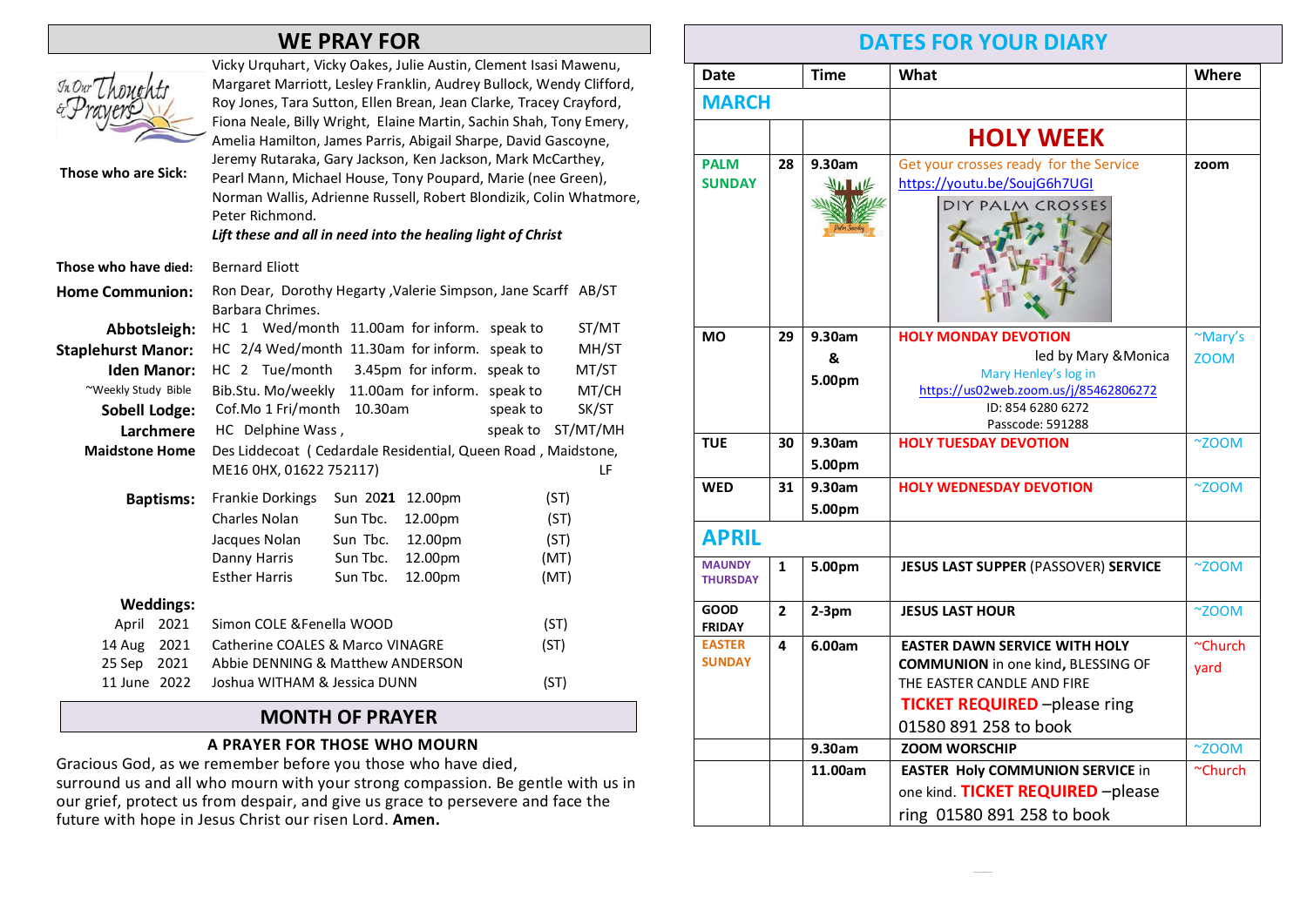## WE PRAY FOR

**Those who are Sick:** Vicky Urquhart, Vicky Oakes, Julie Austin, Clement Isasi Mawenu, Margaret Marriott, Lesley Franklin, Audrey Bullock, Wendy Clifford, Roy Jones, Tara Sutton, Ellen Brean, Jean Clarke, Tracey Crayford, Fiona Neale, Billy Wright, Elaine Martin, Sachin Shah, Tony Emery, Amelia Hamilton, James Parris, Abigail Sharpe, David Gascoyne, Jeremy Rutaraka, Gary Jackson, Ken Jackson, Mark McCarthey, Pearl Mann, Michael House, Tony Poupard, Marie (nee Green), Norman Wallis, Adrienne Russell, Robert Blondizik, Colin Whatmore, Peter Richmond.

***Lift these and all in need into the healing light of Christ***

**Those who have died:** Bernard Eliott

**Home Communion:** Ron Dear, Dorothy Hegarty ,Valerie Simpson, Jane Scarff AB/ST Barbara Chrimes.

| | | | |
|---|---|---|---|
| **Abbotsleigh:** | HC 1 Wed/month 11.00am for inform. | speak to | ST/MT |
| **Staplehurst Manor:** | HC 2/4 Wed/month 11.30am for inform. | speak to | MH/ST |
| **Iden Manor:** | HC 2 Tue/month 3.45pm for inform. | speak to | MT/ST |
| ~Weekly Study Bible | Bib.Stu. Mo/weekly 11.00am for inform. | speak to | MT/CH |
| **Sobell Lodge:** | Cof.Mo 1 Fri/month 10.30am | speak to | SK/ST |
| **Larchmere** | HC Delphine Wass , | speak to | ST/MT/MH |
| **Maidstone Home** | Des Liddecoat ( Cedardale Residential, Queen Road , Maidstone, ME16 0HX, 01622 752117) | | LF |

**Baptisms:**

| | | | |
|---|---|---|---|
| Frankie Dorkings | Sun 20**21** | 12.00pm | (ST) |
| Charles Nolan | Sun Tbc. | 12.00pm | (ST) |
| Jacques Nolan | Sun Tbc. | 12.00pm | (ST) |
| Danny Harris | Sun Tbc. | 12.00pm | (MT) |
| Esther Harris | Sun Tbc. | 12.00pm | (MT) |

**Weddings:**

| | | |
|---|---|---|
| April 2021 | Simon COLE &Fenella WOOD | (ST) |
| 14 Aug 2021 | Catherine COALES & Marco VINAGRE | (ST) |
| 25 Sep 2021 | Abbie DENNING & Matthew ANDERSON | |
| 11 June 2022 | Joshua WITHAM & Jessica DUNN | (ST) |

## MONTH OF PRAYER

**A PRAYER FOR THOSE WHO MOURN**

Gracious God, as we remember before you those who have died, surround us and all who mourn with your strong compassion. Be gentle with us in our grief, protect us from despair, and give us grace to persevere and face the future with hope in Jesus Christ our risen Lord. **Amen.**

## DATES FOR YOUR DIARY

| Date | | Time | What | Where |
|---|---|---|---|---|
| **MARCH** | | | | |
| | | | **HOLY WEEK** | |
| **PALM SUNDAY** | **28** | **9.30am** | Get your crosses ready for the Service https://youtu.be/SoujG6h7UGI DIY PALM CROSSES | **zoom** |
| **MO** | **29** | **9.30am & 5.00pm** | **HOLY MONDAY DEVOTION** led by Mary &Monica. Mary Henley's log in https://us02web.zoom.us/j/85462806272 ID: 854 6280 6272 Passcode: 591288 | ~Mary's ZOOM |
| **TUE** | **30** | **9.30am 5.00pm** | **HOLY TUESDAY DEVOTION** | ~ZOOM |
| **WED** | **31** | **9.30am 5.00pm** | **HOLY WEDNESDAY DEVOTION** | ~ZOOM |
| **APRIL** | | | | |
| **MAUNDY THURSDAY** | **1** | **5.00pm** | **JESUS LAST SUPPER** (PASSOVER) **SERVICE** | ~ZOOM |
| **GOOD FRIDAY** | **2** | **2-3pm** | **JESUS LAST HOUR** | ~ZOOM |
| **EASTER SUNDAY** | **4** | **6.00am** | **EASTER DAWN SERVICE WITH HOLY COMMUNION** in one kind**,** BLESSING OF THE EASTER CANDLE AND FIRE **TICKET REQUIRED** –please ring 01580 891 258 to book | ~Church yard |
| | | **9.30am** | **ZOOM WORSCHIP** | ~ZOOM |
| | | **11.00am** | **EASTER Holy COMMUNION SERVICE** in one kind. **TICKET REQUIRED** –please ring 01580 891 258 to book | ~Church |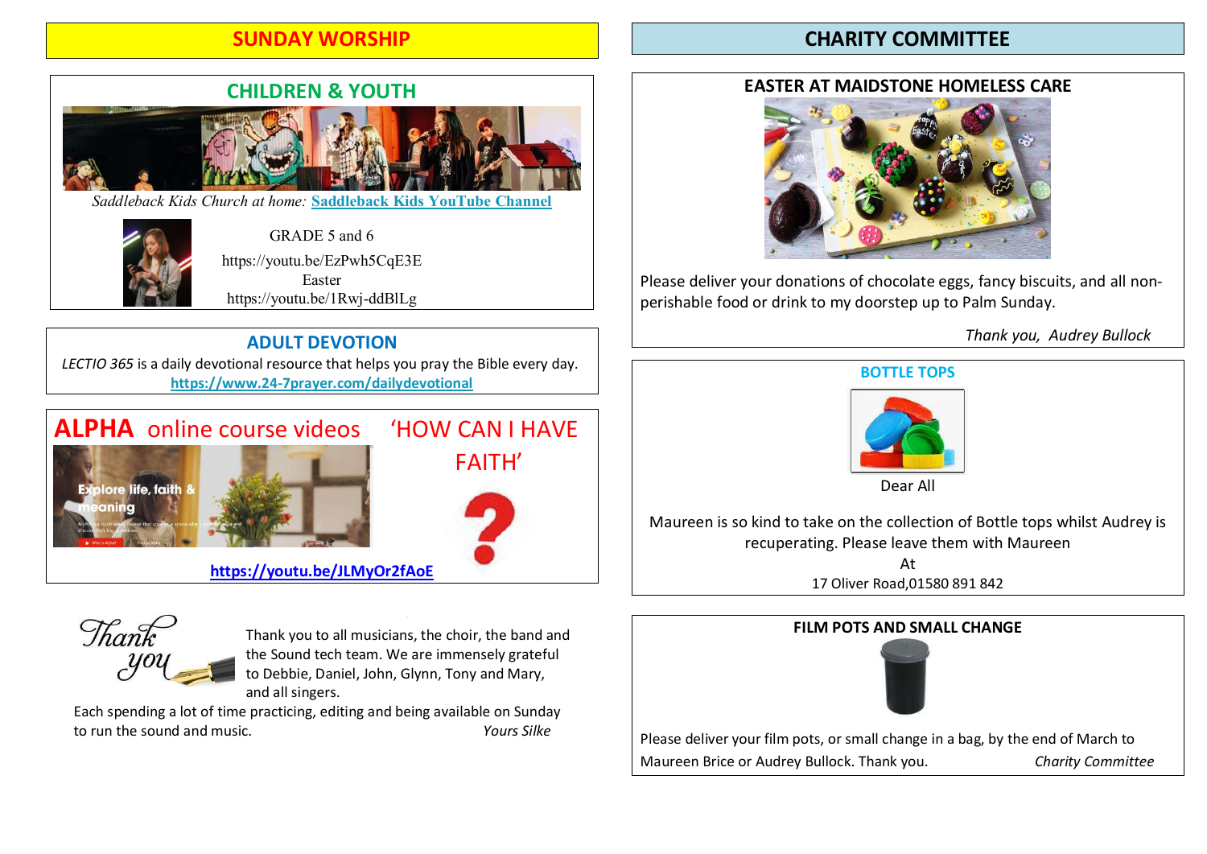## SUNDAY WORSHIP

### CHILDREN & YOUTH

*Saddleback Kids Church at home:* **Saddleback Kids YouTube Channel**

GRADE 5 and 6

https://youtu.be/EzPwh5CqE3E

Easter

https://youtu.be/1Rwj-ddBlLg

### ADULT DEVOTION

*LECTIO 365* is a daily devotional resource that helps you pray the Bible every day.

**https://www.24-7prayer.com/dailydevotional**

### **ALPHA** online course videos 'HOW CAN I HAVE FAITH'

**https://youtu.be/JLMyOr2fAoE**

Thank you to all musicians, the choir, the band and the Sound tech team. We are immensely grateful to Debbie, Daniel, John, Glynn, Tony and Mary, and all singers.

Each spending a lot of time practicing, editing and being available on Sunday to run the sound and music. *Yours Silke*

## CHARITY COMMITTEE

### EASTER AT MAIDSTONE HOMELESS CARE

Please deliver your donations of chocolate eggs, fancy biscuits, and all non-perishable food or drink to my doorstep up to Palm Sunday.

*Thank you, Audrey Bullock*

### BOTTLE TOPS

Dear All

Maureen is so kind to take on the collection of Bottle tops whilst Audrey is recuperating. Please leave them with Maureen

At

17 Oliver Road,01580 891 842

### FILM POTS AND SMALL CHANGE

Please deliver your film pots, or small change in a bag, by the end of March to Maureen Brice or Audrey Bullock. Thank you. *Charity Committee*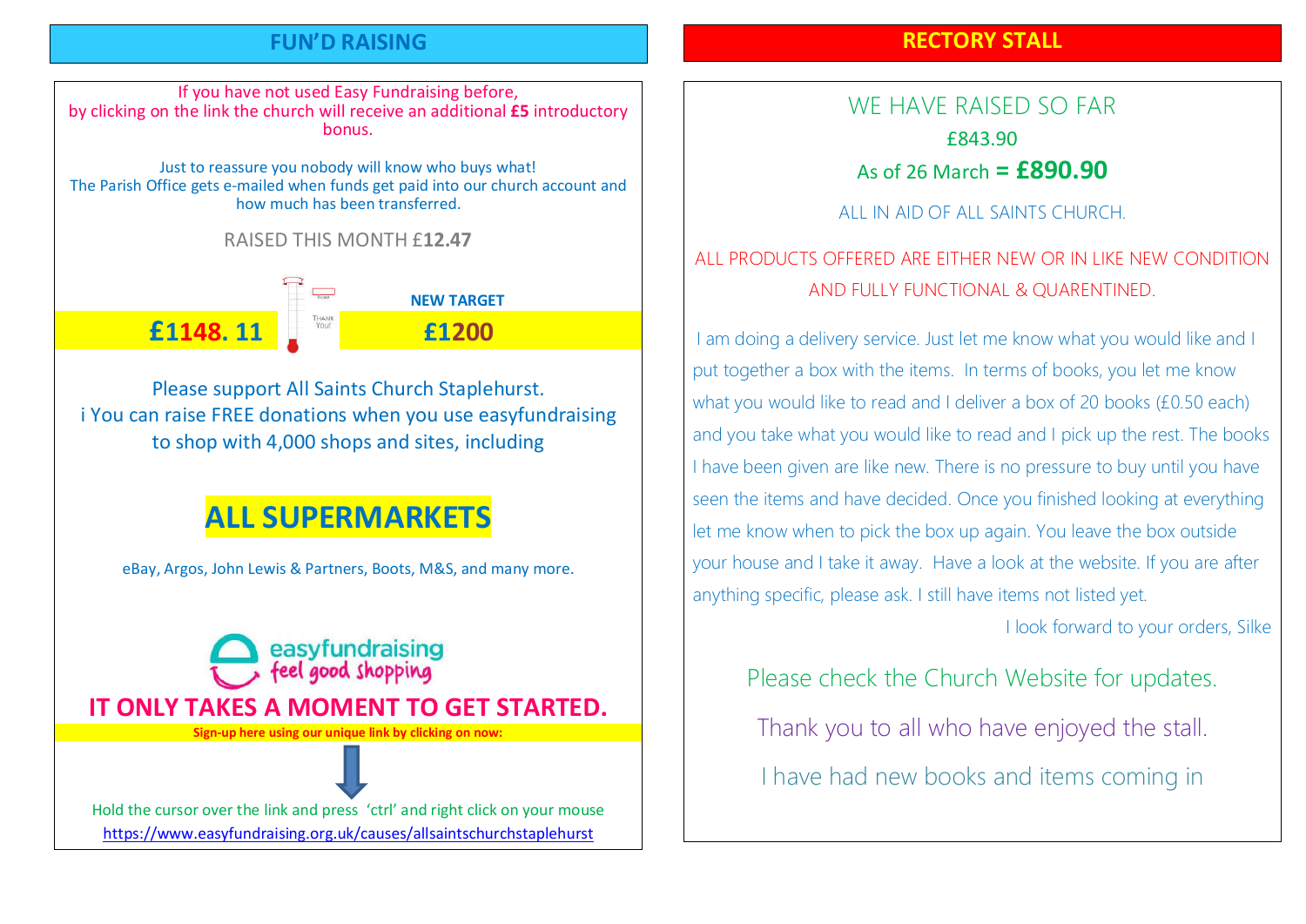## FUN'D RAISING

If you have not used Easy Fundraising before, by clicking on the link the church will receive an additional **£5** introductory bonus.

Just to reassure you nobody will know who buys what! The Parish Office gets e-mailed when funds get paid into our church account and how much has been transferred.

RAISED THIS MONTH £**12.47**

**£1148. 11**

**NEW TARGET**

**£1200**

Please support All Saints Church Staplehurst.
i You can raise FREE donations when you use easyfundraising to shop with 4,000 shops and sites, including

# ALL SUPERMARKETS

eBay, Argos, John Lewis & Partners, Boots, M&S, and many more.

easyfundraising
feel good shopping

## IT ONLY TAKES A MOMENT TO GET STARTED.

**Sign-up here using our unique link by clicking on now:**

Hold the cursor over the link and press 'ctrl' and right click on your mouse
https://www.easyfundraising.org.uk/causes/allsaintschurchstaplehurst

## RECTORY STALL

WE HAVE RAISED SO FAR
£843.90
As of 26 March **= £890.90**

ALL IN AID OF ALL SAINTS CHURCH.

ALL PRODUCTS OFFERED ARE EITHER NEW OR IN LIKE NEW CONDITION AND FULLY FUNCTIONAL & QUARENTINED.

I am doing a delivery service. Just let me know what you would like and I put together a box with the items. In terms of books, you let me know what you would like to read and I deliver a box of 20 books (£0.50 each) and you take what you would like to read and I pick up the rest. The books I have been given are like new. There is no pressure to buy until you have seen the items and have decided. Once you finished looking at everything let me know when to pick the box up again. You leave the box outside your house and I take it away. Have a look at the website. If you are after anything specific, please ask. I still have items not listed yet.

I look forward to your orders, Silke

Please check the Church Website for updates.

Thank you to all who have enjoyed the stall.

I have had new books and items coming in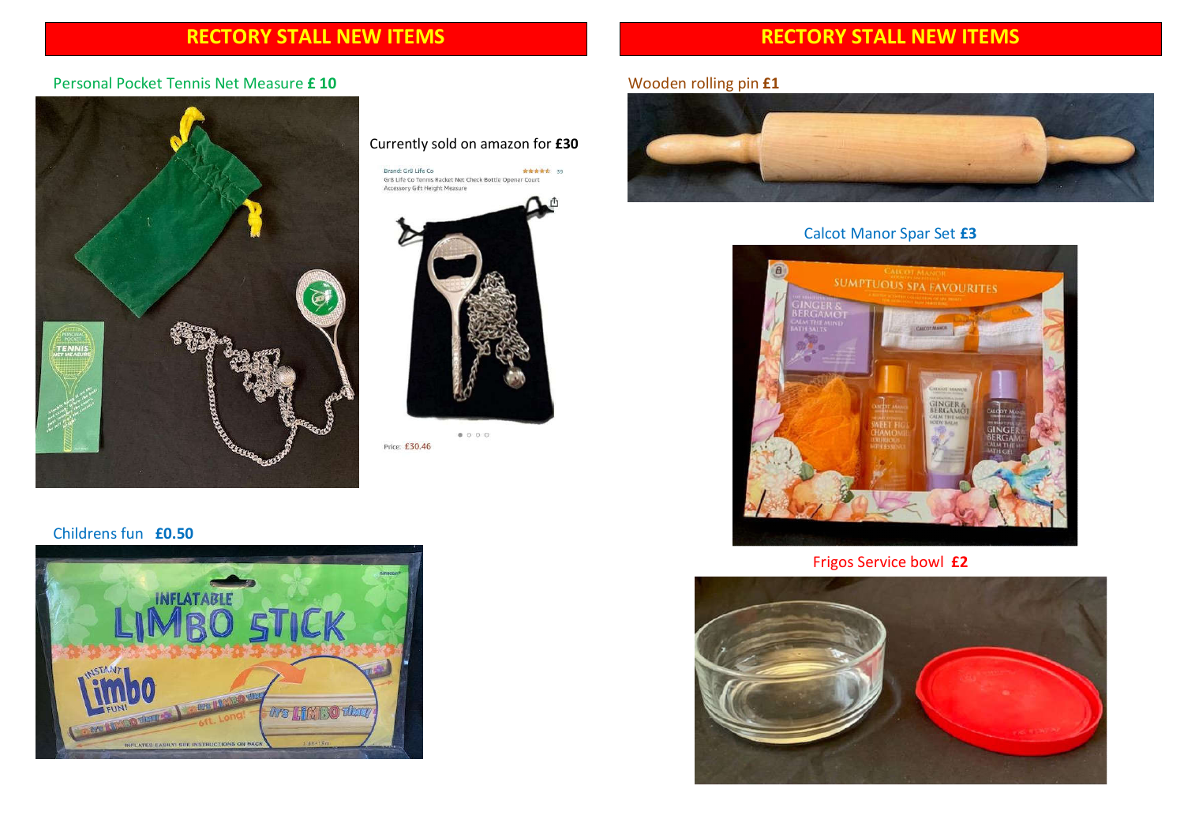## RECTORY STALL NEW ITEMS

Personal Pocket Tennis Net Measure **£ 10**

Currently sold on amazon for **£30**

Childrens fun **£0.50**

## RECTORY STALL NEW ITEMS

Wooden rolling pin **£1**

Calcot Manor Spar Set **£3**

Frigos Service bowl **£2**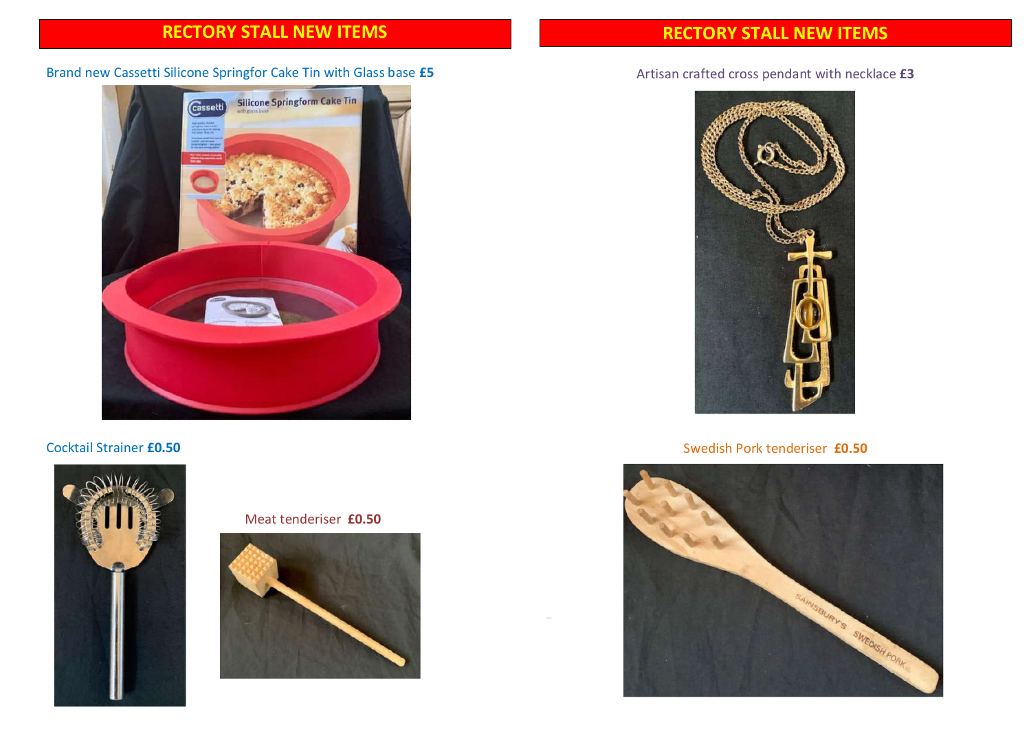## RECTORY STALL NEW ITEMS

Brand new Cassetti Silicone Springfor Cake Tin with Glass base **£5**

Cocktail Strainer **£0.50**

Meat tenderiser **£0.50**

## RECTORY STALL NEW ITEMS

Artisan crafted cross pendant with necklace **£3**

Swedish Pork tenderiser **£0.50**